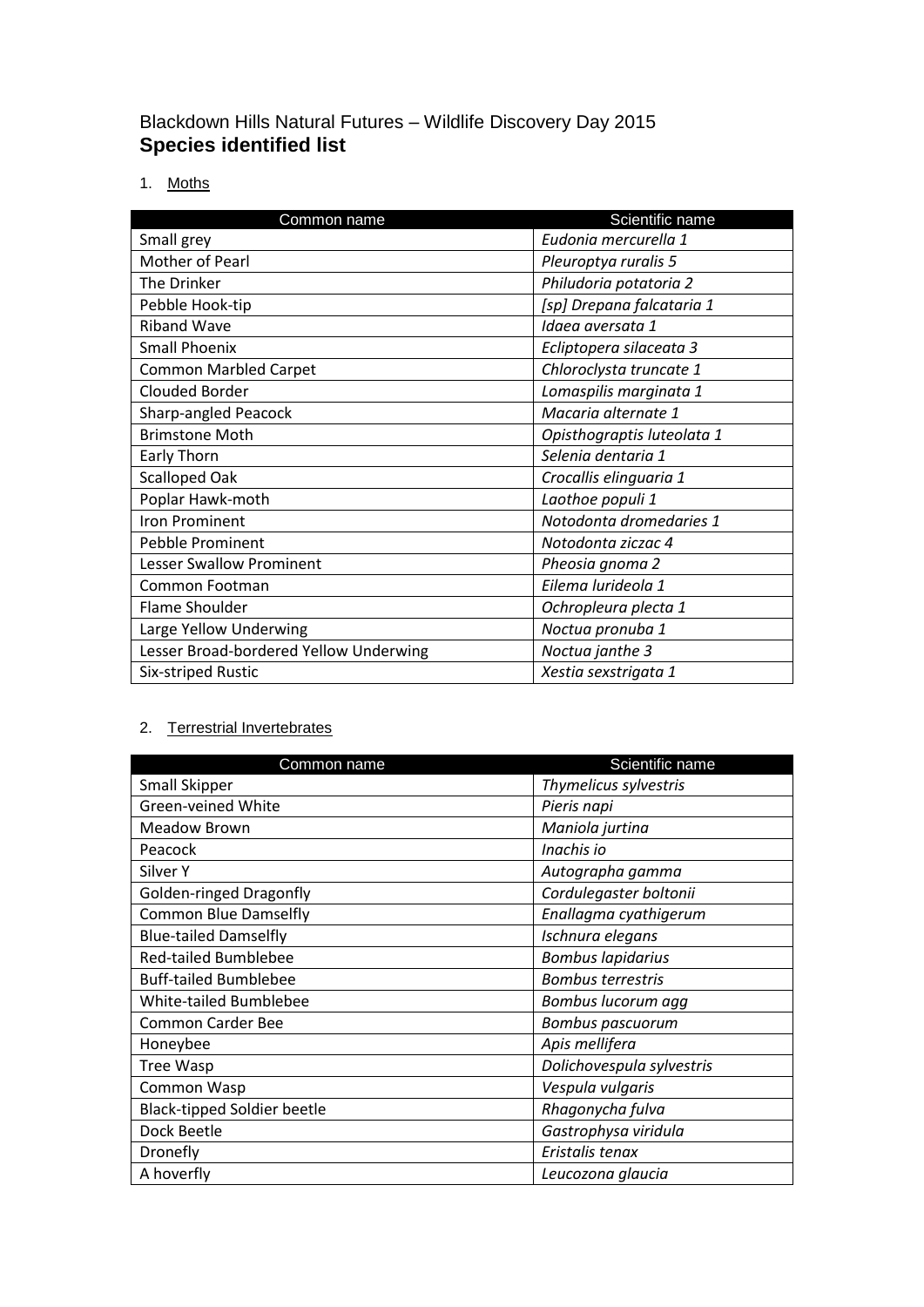# Blackdown Hills Natural Futures – Wildlife Discovery Day 2015
## Species identified list

1. Moths

| Common name | Scientific name |
|---|---|
| Small grey | *Eudonia mercurella 1* |
| Mother of Pearl | *Pleuroptya ruralis 5* |
| The Drinker | *Philudoria potatoria 2* |
| Pebble Hook-tip | *[sp] Drepana falcataria 1* |
| Riband Wave | *Idaea aversata 1* |
| Small Phoenix | *Ecliptopera silaceata 3* |
| Common Marbled Carpet | *Chloroclysta truncate 1* |
| Clouded Border | *Lomaspilis marginata 1* |
| Sharp-angled Peacock | *Macaria alternate 1* |
| Brimstone Moth | *Opisthograptis luteolata 1* |
| Early Thorn | *Selenia dentaria 1* |
| Scalloped Oak | *Crocallis elinguaria 1* |
| Poplar Hawk-moth | *Laothoe populi 1* |
| Iron Prominent | *Notodonta dromedaries 1* |
| Pebble Prominent | *Notodonta ziczac 4* |
| Lesser Swallow Prominent | *Pheosia gnoma 2* |
| Common Footman | *Eilema lurideola 1* |
| Flame Shoulder | *Ochropleura plecta 1* |
| Large Yellow Underwing | *Noctua pronuba 1* |
| Lesser Broad-bordered Yellow Underwing | *Noctua janthe 3* |
| Six-striped Rustic | *Xestia sexstrigata 1* |

2. Terrestrial Invertebrates

| Common name | Scientific name |
|---|---|
| Small Skipper | *Thymelicus sylvestris* |
| Green-veined White | *Pieris napi* |
| Meadow Brown | *Maniola jurtina* |
| Peacock | *Inachis io* |
| Silver Y | *Autographa gamma* |
| Golden-ringed Dragonfly | *Cordulegaster boltonii* |
| Common Blue Damselfly | *Enallagma cyathigerum* |
| Blue-tailed Damselfly | *Ischnura elegans* |
| Red-tailed Bumblebee | *Bombus lapidarius* |
| Buff-tailed Bumblebee | *Bombus terrestris* |
| White-tailed Bumblebee | *Bombus lucorum agg* |
| Common Carder Bee | *Bombus pascuorum* |
| Honeybee | *Apis mellifera* |
| Tree Wasp | *Dolichovespula sylvestris* |
| Common Wasp | *Vespula vulgaris* |
| Black-tipped Soldier beetle | *Rhagonycha fulva* |
| Dock Beetle | *Gastrophysa viridula* |
| Dronefly | *Eristalis tenax* |
| A hoverfly | *Leucozona glaucia* |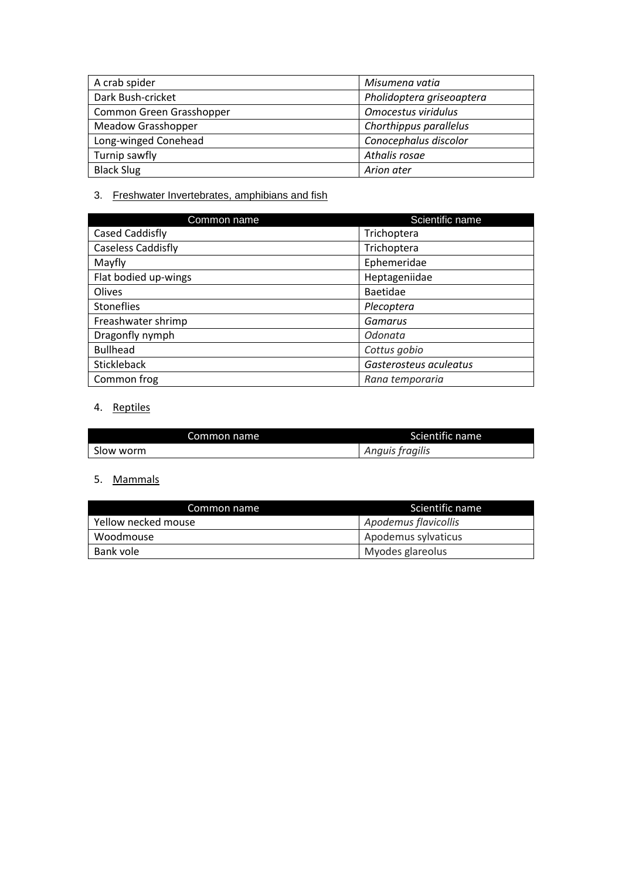| | |
|---|---|
| A crab spider | *Misumena vatia* |
| Dark Bush-cricket | *Pholidoptera griseoaptera* |
| Common Green Grasshopper | *Omocestus viridulus* |
| Meadow Grasshopper | *Chorthippus parallelus* |
| Long-winged Conehead | *Conocephalus discolor* |
| Turnip sawfly | *Athalis rosae* |
| Black Slug | *Arion ater* |

3. Freshwater Invertebrates, amphibians and fish

| Common name | Scientific name |
|---|---|
| Cased Caddisfly | Trichoptera |
| Caseless Caddisfly | Trichoptera |
| Mayfly | Ephemeridae |
| Flat bodied up-wings | Heptageniidae |
| Olives | Baetidae |
| Stoneflies | *Plecoptera* |
| Freashwater shrimp | *Gamarus* |
| Dragonfly nymph | *Odonata* |
| Bullhead | *Cottus gobio* |
| Stickleback | *Gasterosteus aculeatus* |
| Common frog | *Rana temporaria* |

4. Reptiles

| Common name | Scientific name |
|---|---|
| Slow worm | *Anguis fragilis* |

5. Mammals

| Common name | Scientific name |
|---|---|
| Yellow necked mouse | *Apodemus flavicollis* |
| Woodmouse | Apodemus sylvaticus |
| Bank vole | Myodes glareolus |